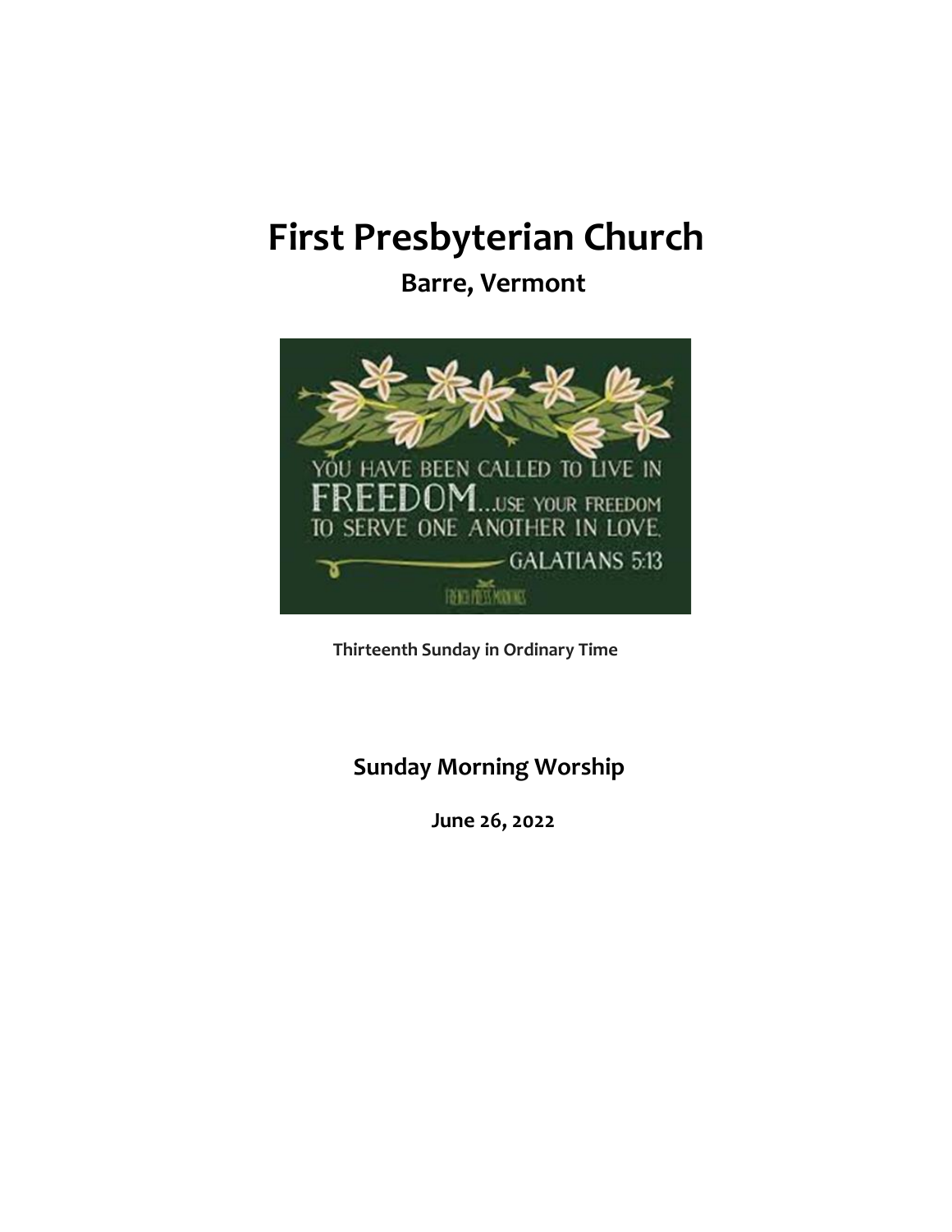# First Presbyterian Church

## Barre, Vermont

YOU HAVE BEEN CALLED TO LIVE IN FREEDOM...USE YOUR FREEDOM TO SERVE ONE ANOTHER IN LOVE.
GALATIANS 5:13

**Thirteenth Sunday in Ordinary Time**

**Sunday Morning Worship**

**June 26, 2022**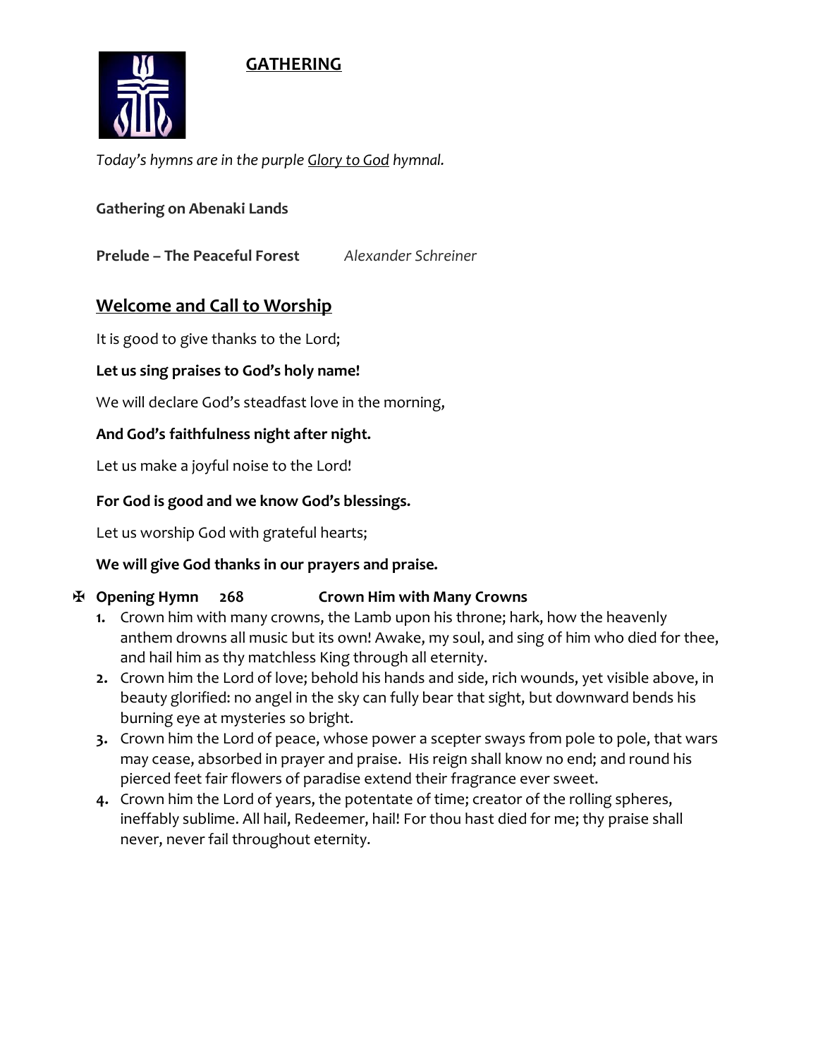## GATHERING

*Today's hymns are in the purple Glory to God hymnal.*

**Gathering on Abenaki Lands**

**Prelude – The Peaceful Forest** *Alexander Schreiner*

## Welcome and Call to Worship

It is good to give thanks to the Lord;

**Let us sing praises to God's holy name!**

We will declare God's steadfast love in the morning,

**And God's faithfulness night after night.**

Let us make a joyful noise to the Lord!

**For God is good and we know God's blessings.**

Let us worship God with grateful hearts;

**We will give God thanks in our prayers and praise.**

✠ **Opening Hymn 268 Crown Him with Many Crowns**

1. Crown him with many crowns, the Lamb upon his throne; hark, how the heavenly anthem drowns all music but its own! Awake, my soul, and sing of him who died for thee, and hail him as thy matchless King through all eternity.
2. Crown him the Lord of love; behold his hands and side, rich wounds, yet visible above, in beauty glorified: no angel in the sky can fully bear that sight, but downward bends his burning eye at mysteries so bright.
3. Crown him the Lord of peace, whose power a scepter sways from pole to pole, that wars may cease, absorbed in prayer and praise. His reign shall know no end; and round his pierced feet fair flowers of paradise extend their fragrance ever sweet.
4. Crown him the Lord of years, the potentate of time; creator of the rolling spheres, ineffably sublime. All hail, Redeemer, hail! For thou hast died for me; thy praise shall never, never fail throughout eternity.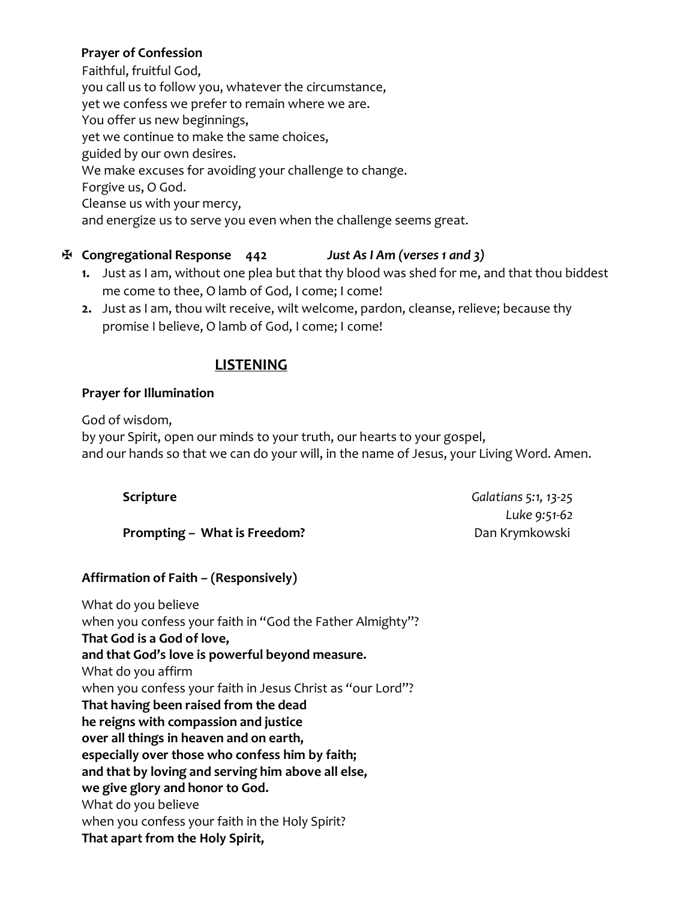**Prayer of Confession**

Faithful, fruitful God,
you call us to follow you, whatever the circumstance,
yet we confess we prefer to remain where we are.
You offer us new beginnings,
yet we continue to make the same choices,
guided by our own desires.
We make excuses for avoiding your challenge to change.
Forgive us, O God.
Cleanse us with your mercy,
and energize us to serve you even when the challenge seems great.

✠ **Congregational Response 442** *Just As I Am (verses 1 and 3)*

1. Just as I am, without one plea but that thy blood was shed for me, and that thou biddest me come to thee, O lamb of God, I come; I come!
2. Just as I am, thou wilt receive, wilt welcome, pardon, cleanse, relieve; because thy promise I believe, O lamb of God, I come; I come!

## LISTENING

**Prayer for Illumination**

God of wisdom,
by your Spirit, open our minds to your truth, our hearts to your gospel,
and our hands so that we can do your will, in the name of Jesus, your Living Word. Amen.

**Scripture** *Galatians 5:1, 13-25*
*Luke 9:51-62*

**Prompting – What is Freedom?** Dan Krymkowski

**Affirmation of Faith – (Responsively)**

What do you believe
when you confess your faith in "God the Father Almighty"?
**That God is a God of love,**
**and that God's love is powerful beyond measure.**
What do you affirm
when you confess your faith in Jesus Christ as "our Lord"?
**That having been raised from the dead**
**he reigns with compassion and justice**
**over all things in heaven and on earth,**
**especially over those who confess him by faith;**
**and that by loving and serving him above all else,**
**we give glory and honor to God.**
What do you believe
when you confess your faith in the Holy Spirit?
**That apart from the Holy Spirit,**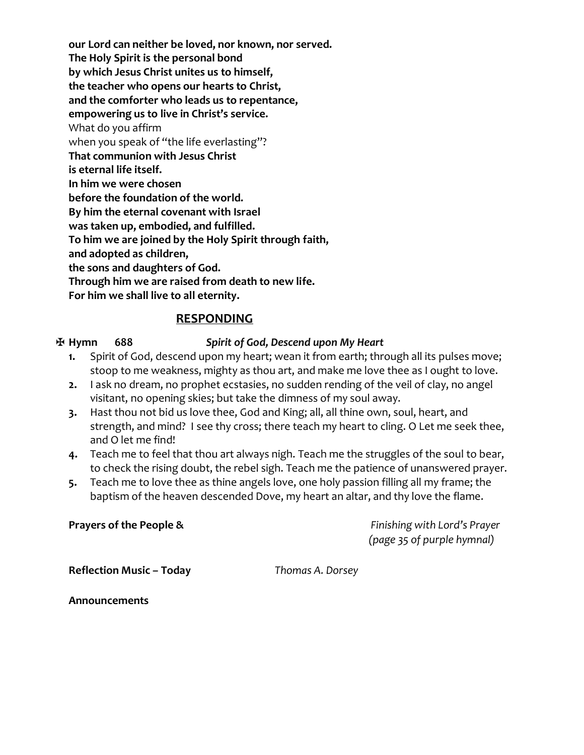**our Lord can neither be loved, nor known, nor served.**
**The Holy Spirit is the personal bond**
**by which Jesus Christ unites us to himself,**
**the teacher who opens our hearts to Christ,**
**and the comforter who leads us to repentance,**
**empowering us to live in Christ's service.**
What do you affirm
when you speak of "the life everlasting"?
**That communion with Jesus Christ**
**is eternal life itself.**
**In him we were chosen**
**before the foundation of the world.**
**By him the eternal covenant with Israel**
**was taken up, embodied, and fulfilled.**
**To him we are joined by the Holy Spirit through faith,**
**and adopted as children,**
**the sons and daughters of God.**
**Through him we are raised from death to new life.**
**For him we shall live to all eternity.**

## RESPONDING

✠ **Hymn 688** ***Spirit of God, Descend upon My Heart***

1. Spirit of God, descend upon my heart; wean it from earth; through all its pulses move; stoop to me weakness, mighty as thou art, and make me love thee as I ought to love.
2. I ask no dream, no prophet ecstasies, no sudden rending of the veil of clay, no angel visitant, no opening skies; but take the dimness of my soul away.
3. Hast thou not bid us love thee, God and King; all, all thine own, soul, heart, and strength, and mind? I see thy cross; there teach my heart to cling. O Let me seek thee, and O let me find!
4. Teach me to feel that thou art always nigh. Teach me the struggles of the soul to bear, to check the rising doubt, the rebel sigh. Teach me the patience of unanswered prayer.
5. Teach me to love thee as thine angels love, one holy passion filling all my frame; the baptism of the heaven descended Dove, my heart an altar, and thy love the flame.

**Prayers of the People &** *Finishing with Lord's Prayer (page 35 of purple hymnal)*

**Reflection Music – Today** *Thomas A. Dorsey*

**Announcements**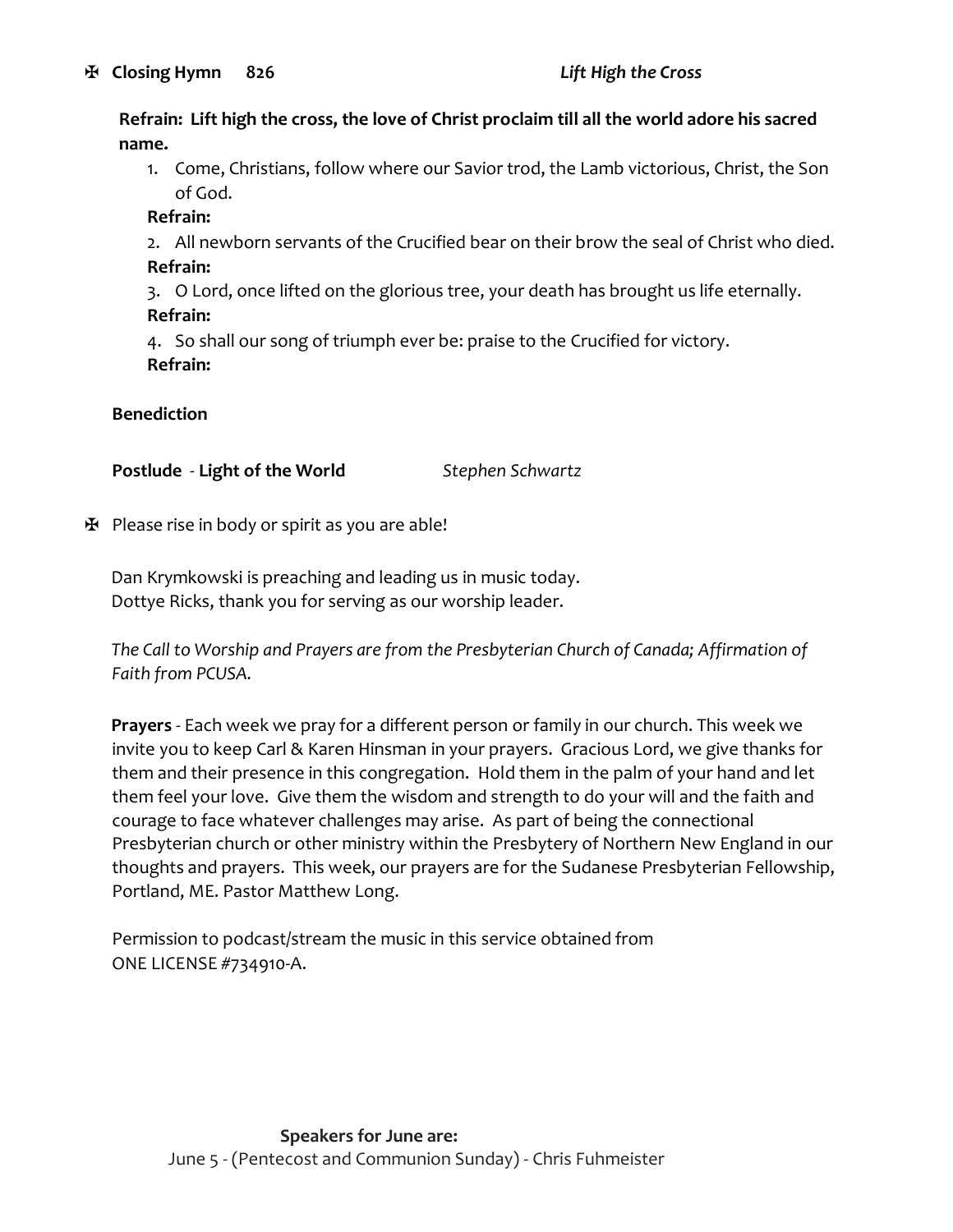✠ **Closing Hymn 826** *Lift High the Cross*

**Refrain: Lift high the cross, the love of Christ proclaim till all the world adore his sacred name.**

1. Come, Christians, follow where our Savior trod, the Lamb victorious, Christ, the Son of God.
   **Refrain:**
2. All newborn servants of the Crucified bear on their brow the seal of Christ who died.
   **Refrain:**
3. O Lord, once lifted on the glorious tree, your death has brought us life eternally.
   **Refrain:**
4. So shall our song of triumph ever be: praise to the Crucified for victory.
   **Refrain:**

**Benediction**

**Postlude** - **Light of the World** *Stephen Schwartz*

✠ Please rise in body or spirit as you are able!

Dan Krymkowski is preaching and leading us in music today.
Dottye Ricks, thank you for serving as our worship leader.

*The Call to Worship and Prayers are from the Presbyterian Church of Canada; Affirmation of Faith from PCUSA.*

**Prayers** - Each week we pray for a different person or family in our church. This week we invite you to keep Carl & Karen Hinsman in your prayers. Gracious Lord, we give thanks for them and their presence in this congregation. Hold them in the palm of your hand and let them feel your love. Give them the wisdom and strength to do your will and the faith and courage to face whatever challenges may arise. As part of being the connectional Presbyterian church or other ministry within the Presbytery of Northern New England in our thoughts and prayers. This week, our prayers are for the Sudanese Presbyterian Fellowship, Portland, ME. Pastor Matthew Long.

Permission to podcast/stream the music in this service obtained from ONE LICENSE #734910-A.

**Speakers for June are:**

June 5 - (Pentecost and Communion Sunday) - Chris Fuhmeister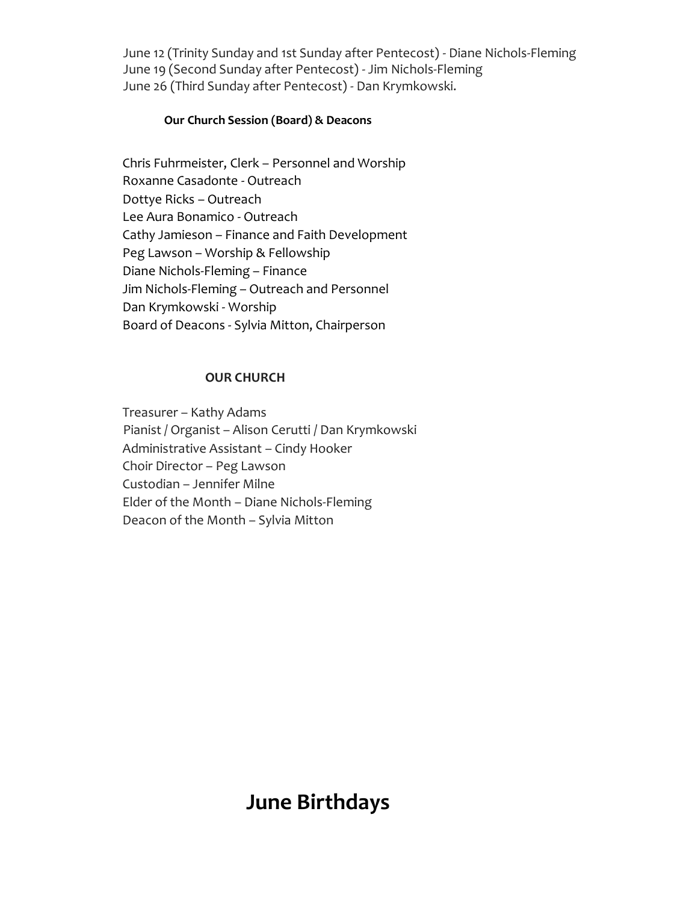June 12 (Trinity Sunday and 1st Sunday after Pentecost) - Diane Nichols-Fleming
June 19 (Second Sunday after Pentecost) - Jim Nichols-Fleming
June 26 (Third Sunday after Pentecost) - Dan Krymkowski.

### Our Church Session (Board) & Deacons

Chris Fuhrmeister, Clerk – Personnel and Worship
Roxanne Casadonte - Outreach
Dottye Ricks – Outreach
Lee Aura Bonamico - Outreach
Cathy Jamieson – Finance and Faith Development
Peg Lawson – Worship & Fellowship
Diane Nichols-Fleming – Finance
Jim Nichols-Fleming – Outreach and Personnel
Dan Krymkowski - Worship
Board of Deacons - Sylvia Mitton, Chairperson

### OUR CHURCH

Treasurer – Kathy Adams
Pianist / Organist – Alison Cerutti / Dan Krymkowski
Administrative Assistant – Cindy Hooker
Choir Director – Peg Lawson
Custodian – Jennifer Milne
Elder of the Month – Diane Nichols-Fleming
Deacon of the Month – Sylvia Mitton

## June Birthdays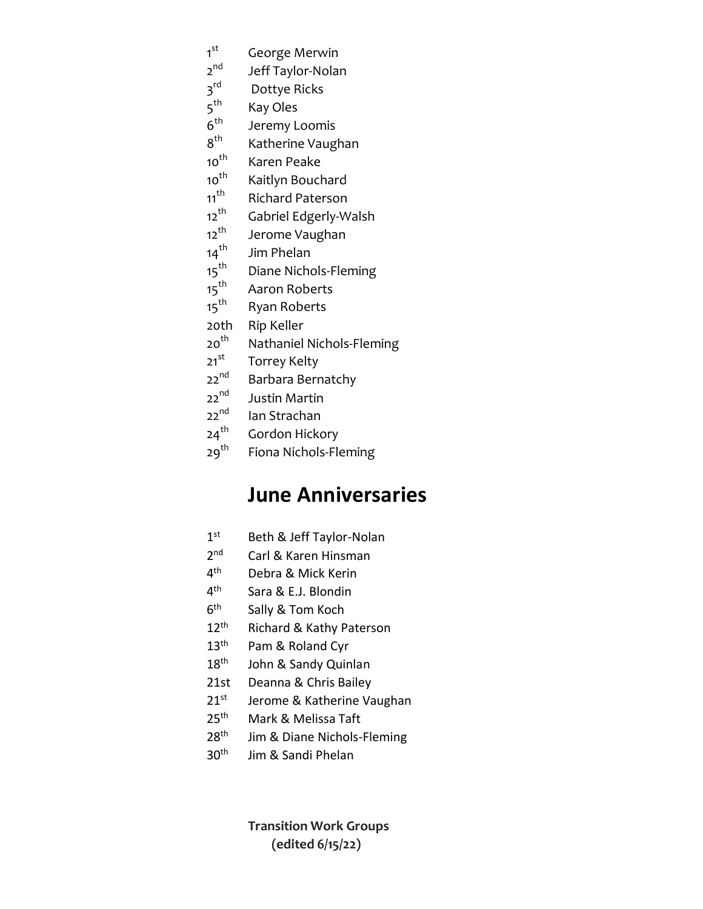1st George Merwin
2nd Jeff Taylor-Nolan
3rd Dottye Ricks
5th Kay Oles
6th Jeremy Loomis
8th Katherine Vaughan
10th Karen Peake
10th Kaitlyn Bouchard
11th Richard Paterson
12th Gabriel Edgerly-Walsh
12th Jerome Vaughan
14th Jim Phelan
15th Diane Nichols-Fleming
15th Aaron Roberts
15th Ryan Roberts
20th Rip Keller
20th Nathaniel Nichols-Fleming
21st Torrey Kelty
22nd Barbara Bernatchy
22nd Justin Martin
22nd Ian Strachan
24th Gordon Hickory
29th Fiona Nichols-Fleming

## June Anniversaries

1st Beth & Jeff Taylor-Nolan
2nd Carl & Karen Hinsman
4th Debra & Mick Kerin
4th Sara & E.J. Blondin
6th Sally & Tom Koch
12th Richard & Kathy Paterson
13th Pam & Roland Cyr
18th John & Sandy Quinlan
21st Deanna & Chris Bailey
21st Jerome & Katherine Vaughan
25th Mark & Melissa Taft
28th Jim & Diane Nichols-Fleming
30th Jim & Sandi Phelan

**Transition Work Groups**
**(edited 6/15/22)**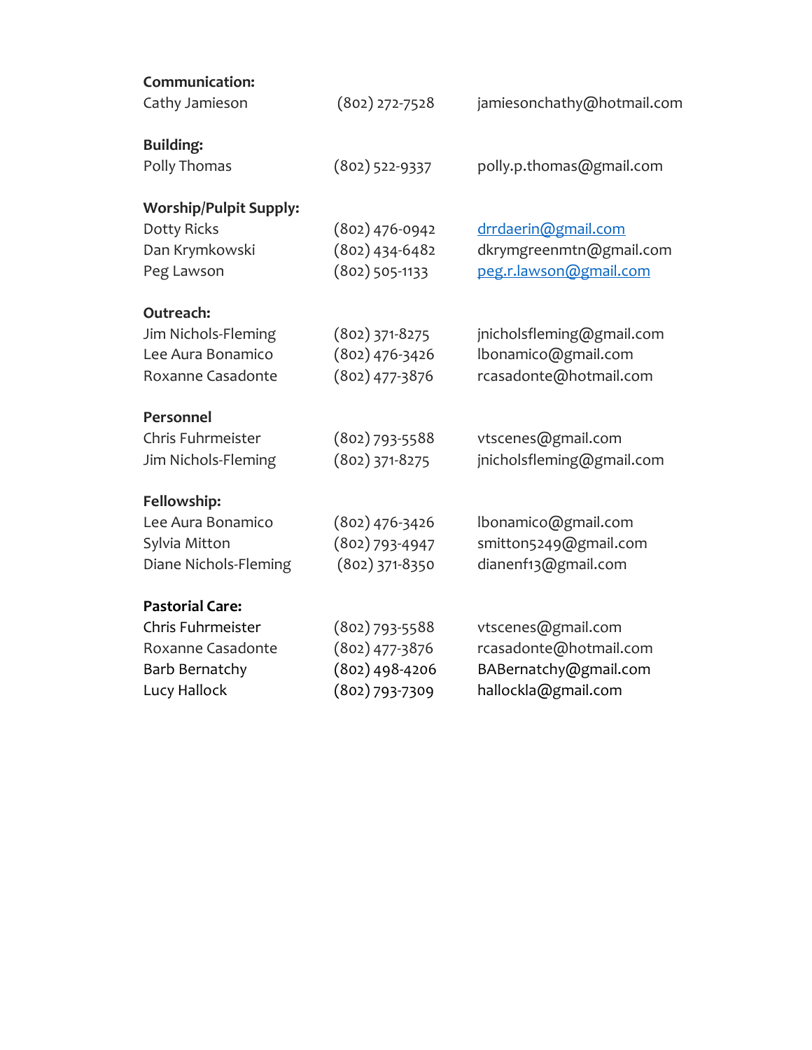**Communication:**

| | | |
|---|---|---|
| Cathy Jamieson | (802) 272-7528 | jamiesonchathy@hotmail.com |

**Building:**

| | | |
|---|---|---|
| Polly Thomas | (802) 522-9337 | polly.p.thomas@gmail.com |

**Worship/Pulpit Supply:**

| | | |
|---|---|---|
| Dotty Ricks | (802) 476-0942 | drrdaerin@gmail.com |
| Dan Krymkowski | (802) 434-6482 | dkrymgreenmtn@gmail.com |
| Peg Lawson | (802) 505-1133 | peg.r.lawson@gmail.com |

**Outreach:**

| | | |
|---|---|---|
| Jim Nichols-Fleming | (802) 371-8275 | jnicholsfleming@gmail.com |
| Lee Aura Bonamico | (802) 476-3426 | lbonamico@gmail.com |
| Roxanne Casadonte | (802) 477-3876 | rcasadonte@hotmail.com |

**Personnel**

| | | |
|---|---|---|
| Chris Fuhrmeister | (802) 793-5588 | vtscenes@gmail.com |
| Jim Nichols-Fleming | (802) 371-8275 | jnicholsfleming@gmail.com |

**Fellowship:**

| | | |
|---|---|---|
| Lee Aura Bonamico | (802) 476-3426 | lbonamico@gmail.com |
| Sylvia Mitton | (802) 793-4947 | smitton5249@gmail.com |
| Diane Nichols-Fleming | (802) 371-8350 | dianenf13@gmail.com |

**Pastorial Care:**

| | | |
|---|---|---|
| Chris Fuhrmeister | (802) 793-5588 | vtscenes@gmail.com |
| Roxanne Casadonte | (802) 477-3876 | rcasadonte@hotmail.com |
| Barb Bernatchy | (802) 498-4206 | BABernatchy@gmail.com |
| Lucy Hallock | (802) 793-7309 | hallockla@gmail.com |